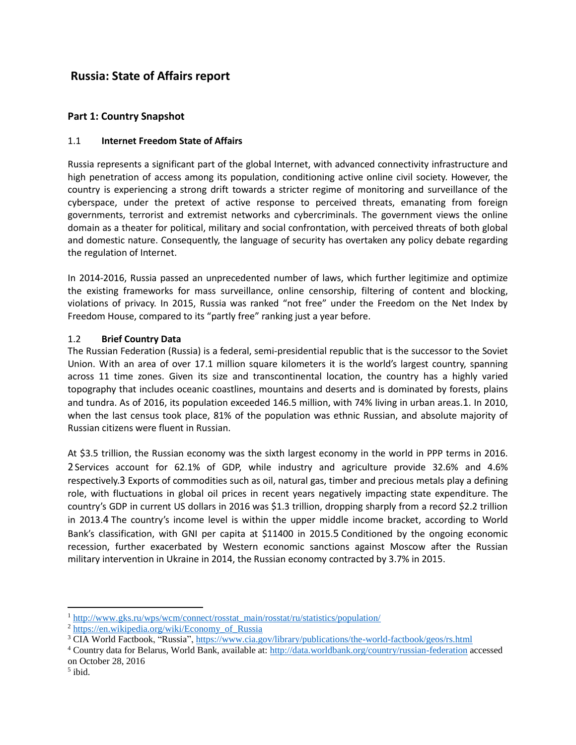# Russia: State of Affairs report

## Part 1: Country Snapshot

### 1.1 Internet Freedom State of Affairs

Russia represents a significant part of the global Internet, with advanced connectivity infrastructure and high penetration of access among its population, conditioning active online civil society. However, the country is experiencing a strong drift towards a stricter regime of monitoring and surveillance of the cyberspace, under the pretext of active response to perceived threats, emanating from foreign governments, terrorist and extremist networks and cybercriminals. The government views the online domain as a theater for political, military and social confrontation, with perceived threats of both global and domestic nature. Consequently, the language of security has overtaken any policy debate regarding the regulation of Internet.

In 2014-2016, Russia passed an unprecedented number of laws, which further legitimize and optimize the existing frameworks for mass surveillance, online censorship, filtering of content and blocking, violations of privacy. In 2015, Russia was ranked "not free" under the Freedom on the Net Index by Freedom House, compared to its "partly free" ranking just a year before.

### 1.2 Brief Country Data

The Russian Federation (Russia) is a federal, semi-presidential republic that is the successor to the Soviet Union. With an area of over 17.1 million square kilometers it is the world's largest country, spanning across 11 time zones. Given its size and transcontinental location, the country has a highly varied topography that includes oceanic coastlines, mountains and deserts and is dominated by forests, plains and tundra. As of 2016, its population exceeded 146.5 million, with 74% living in urban areas.[1] In 2010, when the last census took place, 81% of the population was ethnic Russian, and absolute majority of Russian citizens were fluent in Russian.

At $3.5 trillion, the Russian economy was the sixth largest economy in the world in PPP terms in 2016.[2] Services account for 62.1% of GDP, while industry and agriculture provide 32.6% and 4.6% respectively.[3] Exports of commodities such as oil, natural gas, timber and precious metals play a defining role, with fluctuations in global oil prices in recent years negatively impacting state expenditure. The country's GDP in current US dollars in 2016 was $1.3 trillion, dropping sharply from a record $2.2 trillion in 2013.[4] The country's income level is within the upper middle income bracket, according to World Bank's classification, with GNI per capita at $11400 in 2015.[5] Conditioned by the ongoing economic recession, further exacerbated by Western economic sanctions against Moscow after the Russian military intervention in Ukraine in 2014, the Russian economy contracted by 3.7% in 2015.

---

[1] http://www.gks.ru/wps/wcm/connect/rosstat_main/rosstat/ru/statistics/population/

[2] https://en.wikipedia.org/wiki/Economy_of_Russia

[3] CIA World Factbook, "Russia", https://www.cia.gov/library/publications/the-world-factbook/geos/rs.html

[4] Country data for Belarus, World Bank, available at: http://data.worldbank.org/country/russian-federation accessed on October 28, 2016

[5] ibid.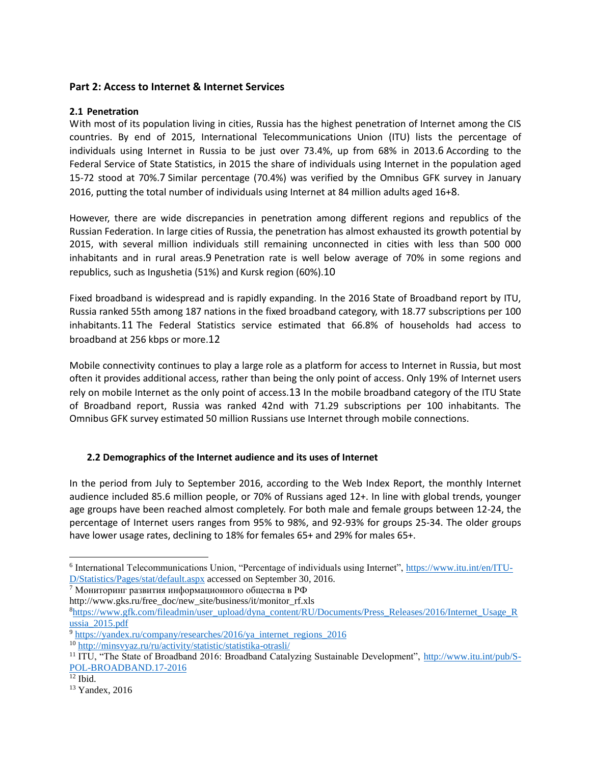## Part 2: Access to Internet & Internet Services

### 2.1 Penetration

With most of its population living in cities, Russia has the highest penetration of Internet among the CIS countries. By end of 2015, International Telecommunications Union (ITU) lists the percentage of individuals using Internet in Russia to be just over 73.4%, up from 68% in 2013.[6] According to the Federal Service of State Statistics, in 2015 the share of individuals using Internet in the population aged 15-72 stood at 70%.[7] Similar percentage (70.4%) was verified by the Omnibus GFK survey in January 2016, putting the total number of individuals using Internet at 84 million adults aged 16+[8].

However, there are wide discrepancies in penetration among different regions and republics of the Russian Federation. In large cities of Russia, the penetration has almost exhausted its growth potential by 2015, with several million individuals still remaining unconnected in cities with less than 500 000 inhabitants and in rural areas.[9] Penetration rate is well below average of 70% in some regions and republics, such as Ingushetia (51%) and Kursk region (60%).[10]

Fixed broadband is widespread and is rapidly expanding. In the 2016 State of Broadband report by ITU, Russia ranked 55th among 187 nations in the fixed broadband category, with 18.77 subscriptions per 100 inhabitants.[11] The Federal Statistics service estimated that 66.8% of households had access to broadband at 256 kbps or more.[12]

Mobile connectivity continues to play a large role as a platform for access to Internet in Russia, but most often it provides additional access, rather than being the only point of access. Only 19% of Internet users rely on mobile Internet as the only point of access.[13] In the mobile broadband category of the ITU State of Broadband report, Russia was ranked 42nd with 71.29 subscriptions per 100 inhabitants. The Omnibus GFK survey estimated 50 million Russians use Internet through mobile connections.

### 2.2 Demographics of the Internet audience and its uses of Internet

In the period from July to September 2016, according to the Web Index Report, the monthly Internet audience included 85.6 million people, or 70% of Russians aged 12+. In line with global trends, younger age groups have been reached almost completely. For both male and female groups between 12-24, the percentage of Internet users ranges from 95% to 98%, and 92-93% for groups 25-34. The older groups have lower usage rates, declining to 18% for females 65+ and 29% for males 65+.

---

[6] International Telecommunications Union, "Percentage of individuals using Internet", https://www.itu.int/en/ITU-D/Statistics/Pages/stat/default.aspx accessed on September 30, 2016.

[7] Мониторинг развития информационного общества в РФ http://www.gks.ru/free_doc/new_site/business/it/monitor_rf.xls

[8] https://www.gfk.com/fileadmin/user_upload/dyna_content/RU/Documents/Press_Releases/2016/Internet_Usage_Russia_2015.pdf

[9] https://yandex.ru/company/researches/2016/ya_internet_regions_2016

[10] http://minsvyaz.ru/ru/activity/statistic/statistika-otrasli/

[11] ITU, "The State of Broadband 2016: Broadband Catalyzing Sustainable Development", http://www.itu.int/pub/S-POL-BROADBAND.17-2016

[12] Ibid.

[13] Yandex, 2016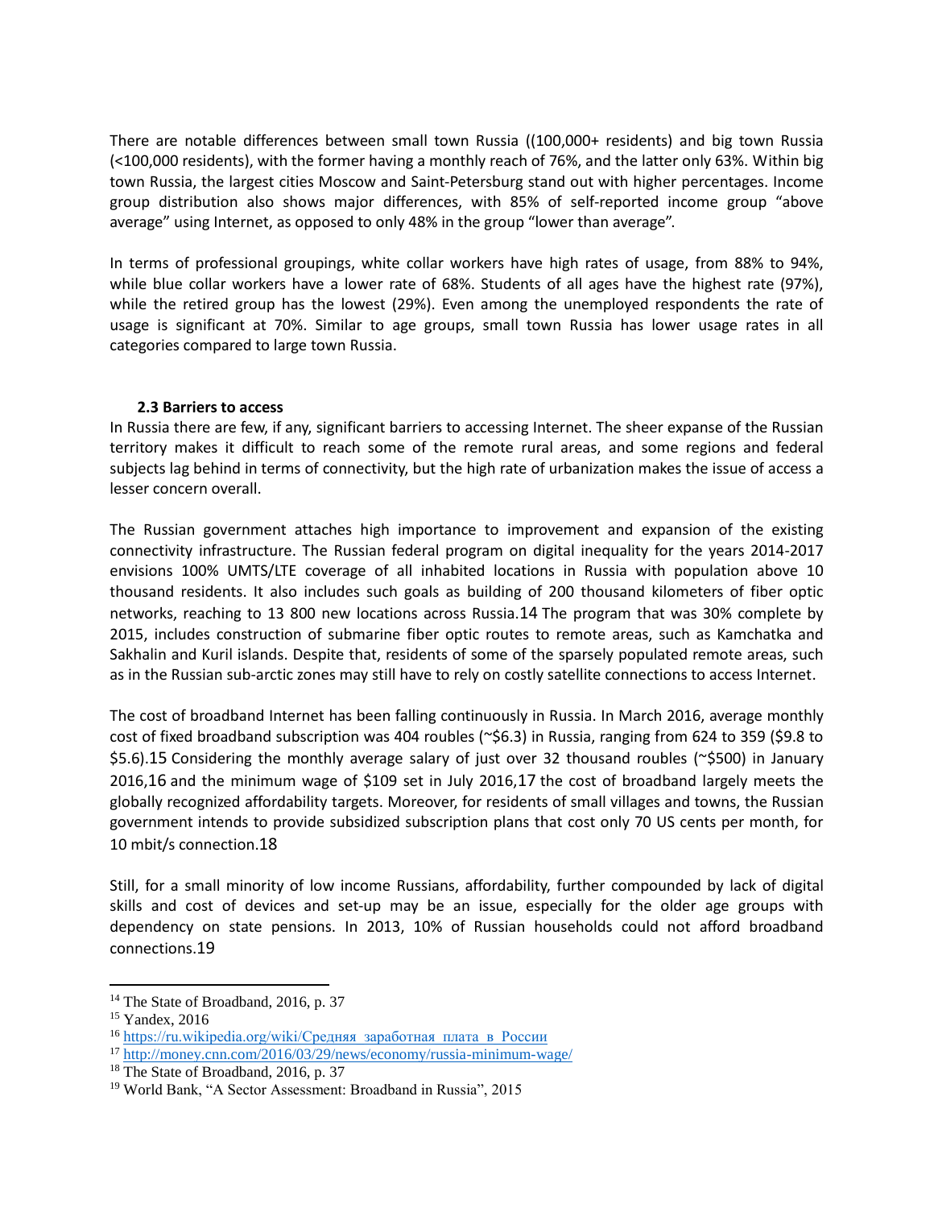There are notable differences between small town Russia ((100,000+ residents) and big town Russia (<100,000 residents), with the former having a monthly reach of 76%, and the latter only 63%. Within big town Russia, the largest cities Moscow and Saint-Petersburg stand out with higher percentages. Income group distribution also shows major differences, with 85% of self-reported income group "above average" using Internet, as opposed to only 48% in the group "lower than average".

In terms of professional groupings, white collar workers have high rates of usage, from 88% to 94%, while blue collar workers have a lower rate of 68%. Students of all ages have the highest rate (97%), while the retired group has the lowest (29%). Even among the unemployed respondents the rate of usage is significant at 70%. Similar to age groups, small town Russia has lower usage rates in all categories compared to large town Russia.

### 2.3 Barriers to access

In Russia there are few, if any, significant barriers to accessing Internet. The sheer expanse of the Russian territory makes it difficult to reach some of the remote rural areas, and some regions and federal subjects lag behind in terms of connectivity, but the high rate of urbanization makes the issue of access a lesser concern overall.

The Russian government attaches high importance to improvement and expansion of the existing connectivity infrastructure. The Russian federal program on digital inequality for the years 2014-2017 envisions 100% UMTS/LTE coverage of all inhabited locations in Russia with population above 10 thousand residents. It also includes such goals as building of 200 thousand kilometers of fiber optic networks, reaching to 13 800 new locations across Russia.[14] The program that was 30% complete by 2015, includes construction of submarine fiber optic routes to remote areas, such as Kamchatka and Sakhalin and Kuril islands. Despite that, residents of some of the sparsely populated remote areas, such as in the Russian sub-arctic zones may still have to rely on costly satellite connections to access Internet.

The cost of broadband Internet has been falling continuously in Russia. In March 2016, average monthly cost of fixed broadband subscription was 404 roubles (~$6.3) in Russia, ranging from 624 to 359 ($9.8 to $5.6).[15] Considering the monthly average salary of just over 32 thousand roubles (~$500) in January 2016,[16] and the minimum wage of $109 set in July 2016,[17] the cost of broadband largely meets the globally recognized affordability targets. Moreover, for residents of small villages and towns, the Russian government intends to provide subsidized subscription plans that cost only 70 US cents per month, for 10 mbit/s connection.[18]

Still, for a small minority of low income Russians, affordability, further compounded by lack of digital skills and cost of devices and set-up may be an issue, especially for the older age groups with dependency on state pensions. In 2013, 10% of Russian households could not afford broadband connections.[19]

---

[14] The State of Broadband, 2016, p. 37

[15] Yandex, 2016

[16] https://ru.wikipedia.org/wiki/Средняя_заработная_плата_в_России

[17] http://money.cnn.com/2016/03/29/news/economy/russia-minimum-wage/

[18] The State of Broadband, 2016, p. 37

[19] World Bank, "A Sector Assessment: Broadband in Russia", 2015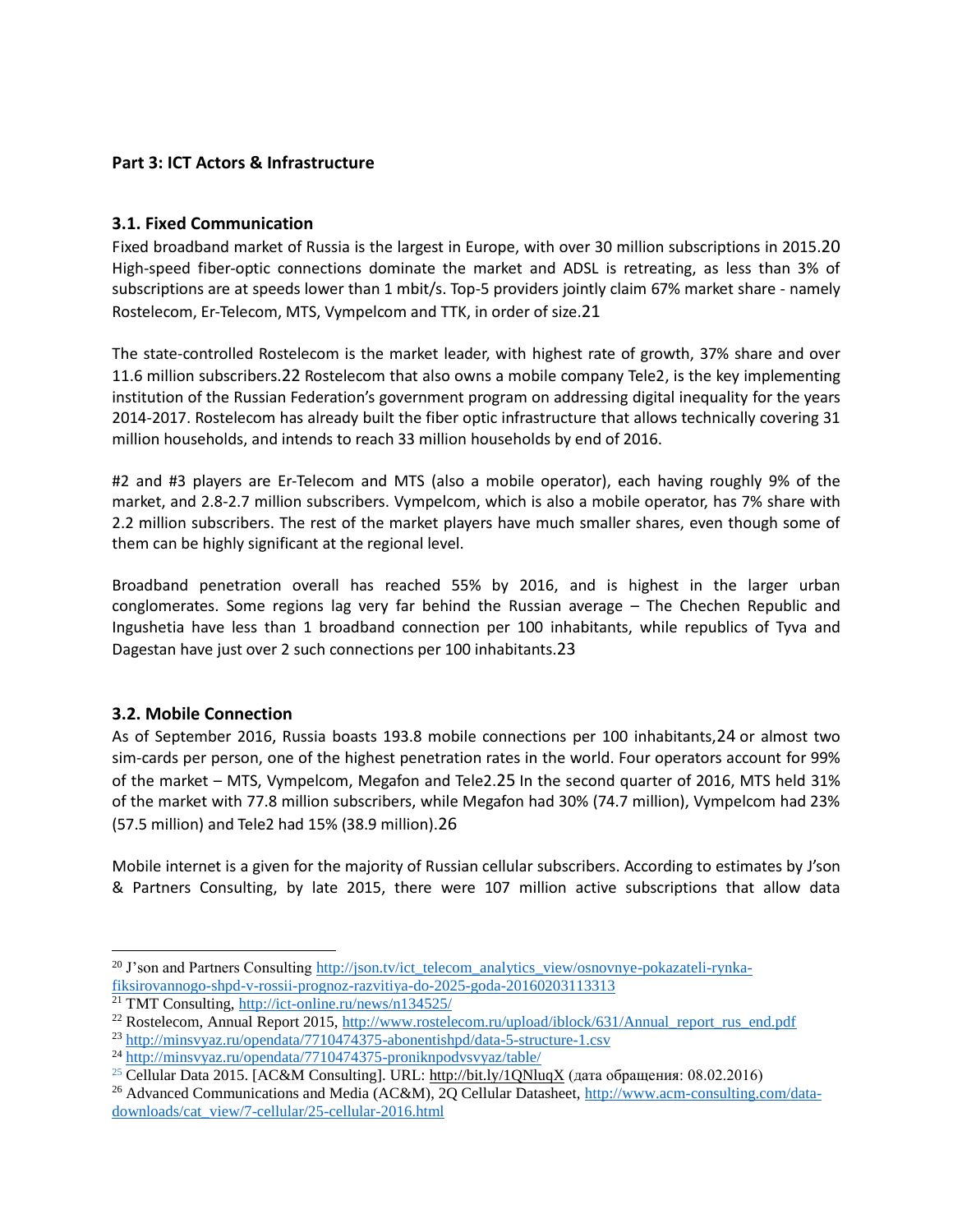## Part 3: ICT Actors & Infrastructure

### 3.1. Fixed Communication

Fixed broadband market of Russia is the largest in Europe, with over 30 million subscriptions in 2015.[20] High-speed fiber-optic connections dominate the market and ADSL is retreating, as less than 3% of subscriptions are at speeds lower than 1 mbit/s. Top-5 providers jointly claim 67% market share - namely Rostelecom, Er-Telecom, MTS, Vympelcom and TTK, in order of size.[21]

The state-controlled Rostelecom is the market leader, with highest rate of growth, 37% share and over 11.6 million subscribers.[22] Rostelecom that also owns a mobile company Tele2, is the key implementing institution of the Russian Federation's government program on addressing digital inequality for the years 2014-2017. Rostelecom has already built the fiber optic infrastructure that allows technically covering 31 million households, and intends to reach 33 million households by end of 2016.

#2 and #3 players are Er-Telecom and MTS (also a mobile operator), each having roughly 9% of the market, and 2.8-2.7 million subscribers. Vympelcom, which is also a mobile operator, has 7% share with 2.2 million subscribers. The rest of the market players have much smaller shares, even though some of them can be highly significant at the regional level.

Broadband penetration overall has reached 55% by 2016, and is highest in the larger urban conglomerates. Some regions lag very far behind the Russian average – The Chechen Republic and Ingushetia have less than 1 broadband connection per 100 inhabitants, while republics of Tyva and Dagestan have just over 2 such connections per 100 inhabitants.[23]

### 3.2. Mobile Connection

As of September 2016, Russia boasts 193.8 mobile connections per 100 inhabitants,[24] or almost two sim-cards per person, one of the highest penetration rates in the world. Four operators account for 99% of the market – MTS, Vympelcom, Megafon and Tele2.[25] In the second quarter of 2016, MTS held 31% of the market with 77.8 million subscribers, while Megafon had 30% (74.7 million), Vympelcom had 23% (57.5 million) and Tele2 had 15% (38.9 million).[26]

Mobile internet is a given for the majority of Russian cellular subscribers. According to estimates by J'son & Partners Consulting, by late 2015, there were 107 million active subscriptions that allow data

---

[20] J'son and Partners Consulting http://json.tv/ict_telecom_analytics_view/osnovnye-pokazateli-rynka-fiksirovannogo-shpd-v-rossii-prognoz-razvitiya-do-2025-goda-20160203113313

[21] TMT Consulting, http://ict-online.ru/news/n134525/

[22] Rostelecom, Annual Report 2015, http://www.rostelecom.ru/upload/iblock/631/Annual_report_rus_end.pdf

[23] http://minsvyaz.ru/opendata/7710474375-abonentishpd/data-5-structure-1.csv

[24] http://minsvyaz.ru/opendata/7710474375-proniknpodvsvyaz/table/

[25] Cellular Data 2015. [AC&M Consulting]. URL: http://bit.ly/1QNluqX (дата обращения: 08.02.2016)

[26] Advanced Communications and Media (AC&M), 2Q Cellular Datasheet, http://www.acm-consulting.com/data-downloads/cat_view/7-cellular/25-cellular-2016.html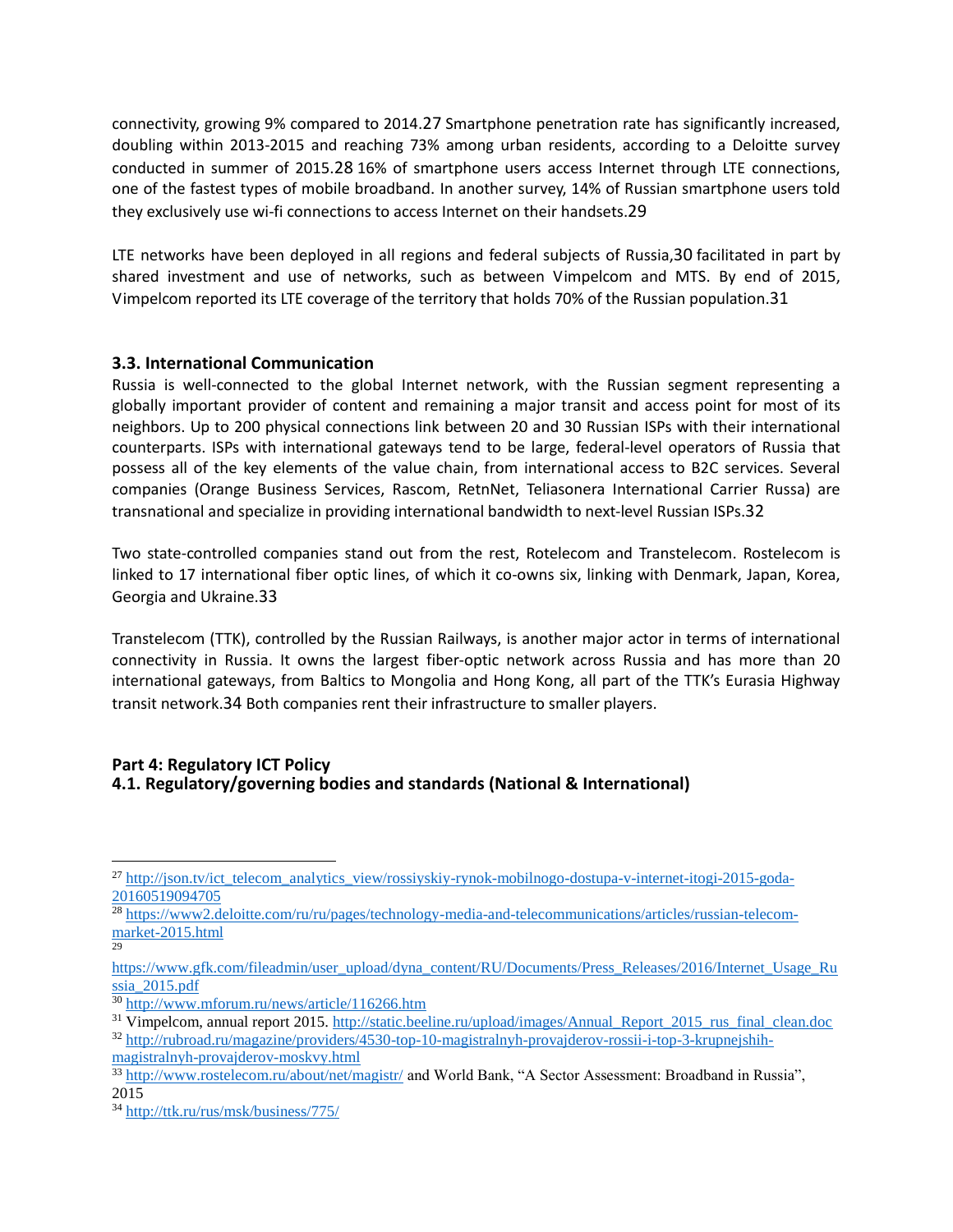connectivity, growing 9% compared to 2014.[27] Smartphone penetration rate has significantly increased, doubling within 2013-2015 and reaching 73% among urban residents, according to a Deloitte survey conducted in summer of 2015.[28] 16% of smartphone users access Internet through LTE connections, one of the fastest types of mobile broadband. In another survey, 14% of Russian smartphone users told they exclusively use wi-fi connections to access Internet on their handsets.[29]

LTE networks have been deployed in all regions and federal subjects of Russia,[30] facilitated in part by shared investment and use of networks, such as between Vimpelcom and MTS. By end of 2015, Vimpelcom reported its LTE coverage of the territory that holds 70% of the Russian population.[31]

### 3.3. International Communication

Russia is well-connected to the global Internet network, with the Russian segment representing a globally important provider of content and remaining a major transit and access point for most of its neighbors. Up to 200 physical connections link between 20 and 30 Russian ISPs with their international counterparts. ISPs with international gateways tend to be large, federal-level operators of Russia that possess all of the key elements of the value chain, from international access to B2C services. Several companies (Orange Business Services, Rascom, RetnNet, Teliasonera International Carrier Russa) are transnational and specialize in providing international bandwidth to next-level Russian ISPs.[32]

Two state-controlled companies stand out from the rest, Rotelecom and Transtelecom. Rostelecom is linked to 17 international fiber optic lines, of which it co-owns six, linking with Denmark, Japan, Korea, Georgia and Ukraine.[33]

Transtelecom (TTK), controlled by the Russian Railways, is another major actor in terms of international connectivity in Russia. It owns the largest fiber-optic network across Russia and has more than 20 international gateways, from Baltics to Mongolia and Hong Kong, all part of the TTK's Eurasia Highway transit network.[34] Both companies rent their infrastructure to smaller players.

## Part 4: Regulatory ICT Policy

### 4.1. Regulatory/governing bodies and standards (National & International)

---

[27] http://json.tv/ict_telecom_analytics_view/rossiyskiy-rynok-mobilnogo-dostupa-v-internet-itogi-2015-goda-20160519094705

[28] https://www2.deloitte.com/ru/ru/pages/technology-media-and-telecommunications/articles/russian-telecom-market-2015.html

[29] https://www.gfk.com/fileadmin/user_upload/dyna_content/RU/Documents/Press_Releases/2016/Internet_Usage_Russia_2015.pdf

[30] http://www.mforum.ru/news/article/116266.htm

[31] Vimpelcom, annual report 2015. http://static.beeline.ru/upload/images/Annual_Report_2015_rus_final_clean.doc

[32] http://rubroad.ru/magazine/providers/4530-top-10-magistralnyh-provajderov-rossii-i-top-3-krupnejshih-magistralnyh-provajderov-moskvy.html

[33] http://www.rostelecom.ru/about/net/magistr/ and World Bank, "A Sector Assessment: Broadband in Russia", 2015

[34] http://ttk.ru/rus/msk/business/775/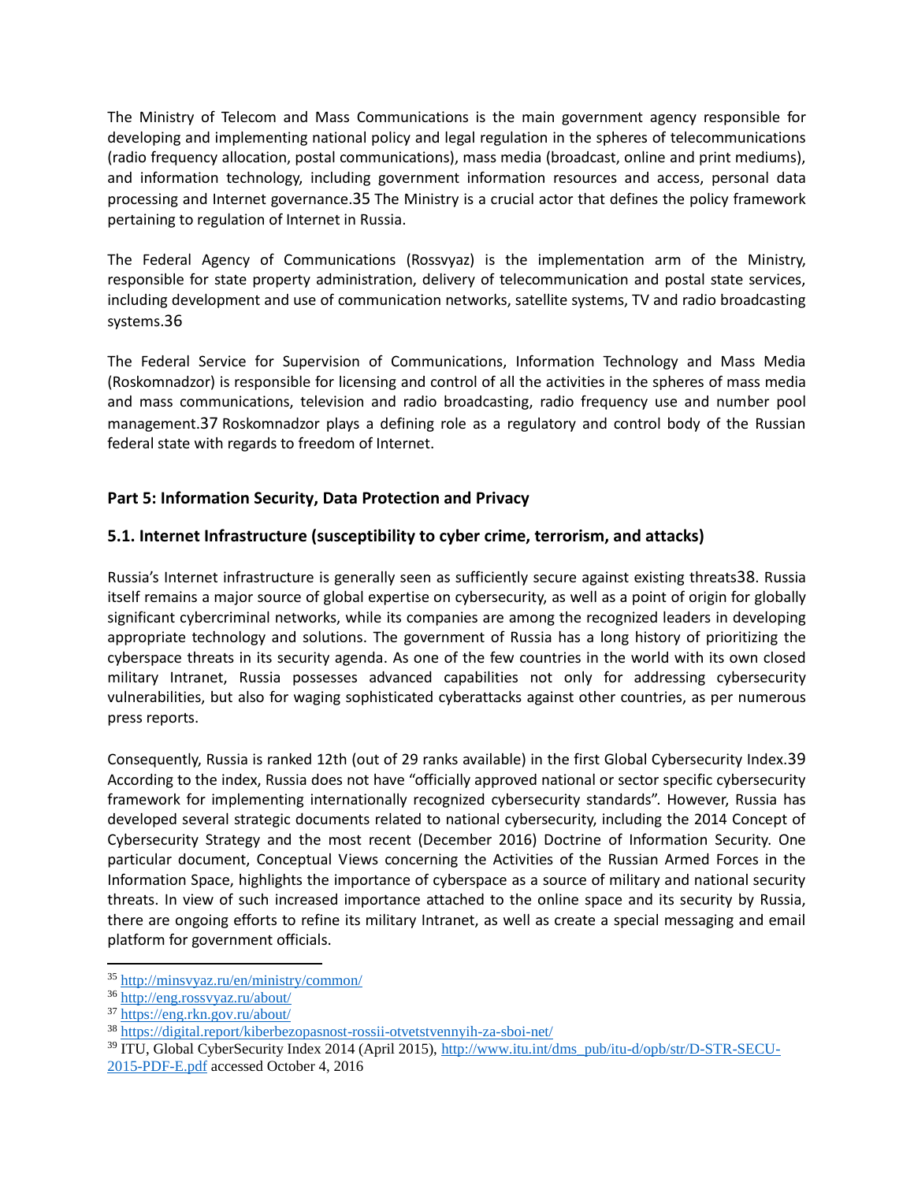The Ministry of Telecom and Mass Communications is the main government agency responsible for developing and implementing national policy and legal regulation in the spheres of telecommunications (radio frequency allocation, postal communications), mass media (broadcast, online and print mediums), and information technology, including government information resources and access, personal data processing and Internet governance.[35] The Ministry is a crucial actor that defines the policy framework pertaining to regulation of Internet in Russia.

The Federal Agency of Communications (Rossvyaz) is the implementation arm of the Ministry, responsible for state property administration, delivery of telecommunication and postal state services, including development and use of communication networks, satellite systems, TV and radio broadcasting systems.[36]

The Federal Service for Supervision of Communications, Information Technology and Mass Media (Roskomnadzor) is responsible for licensing and control of all the activities in the spheres of mass media and mass communications, television and radio broadcasting, radio frequency use and number pool management.[37] Roskomnadzor plays a defining role as a regulatory and control body of the Russian federal state with regards to freedom of Internet.

## Part 5: Information Security, Data Protection and Privacy

### 5.1. Internet Infrastructure (susceptibility to cyber crime, terrorism, and attacks)

Russia's Internet infrastructure is generally seen as sufficiently secure against existing threats[38]. Russia itself remains a major source of global expertise on cybersecurity, as well as a point of origin for globally significant cybercriminal networks, while its companies are among the recognized leaders in developing appropriate technology and solutions. The government of Russia has a long history of prioritizing the cyberspace threats in its security agenda. As one of the few countries in the world with its own closed military Intranet, Russia possesses advanced capabilities not only for addressing cybersecurity vulnerabilities, but also for waging sophisticated cyberattacks against other countries, as per numerous press reports.

Consequently, Russia is ranked 12th (out of 29 ranks available) in the first Global Cybersecurity Index.[39] According to the index, Russia does not have "officially approved national or sector specific cybersecurity framework for implementing internationally recognized cybersecurity standards". However, Russia has developed several strategic documents related to national cybersecurity, including the 2014 Concept of Cybersecurity Strategy and the most recent (December 2016) Doctrine of Information Security. One particular document, Conceptual Views concerning the Activities of the Russian Armed Forces in the Information Space, highlights the importance of cyberspace as a source of military and national security threats. In view of such increased importance attached to the online space and its security by Russia, there are ongoing efforts to refine its military Intranet, as well as create a special messaging and email platform for government officials.

---

[35] http://minsvyaz.ru/en/ministry/common/

[36] http://eng.rossvyaz.ru/about/

[37] https://eng.rkn.gov.ru/about/

[38] https://digital.report/kiberbezopasnost-rossii-otvetstvennyih-za-sboi-net/

[39] ITU, Global CyberSecurity Index 2014 (April 2015), http://www.itu.int/dms_pub/itu-d/opb/str/D-STR-SECU-2015-PDF-E.pdf accessed October 4, 2016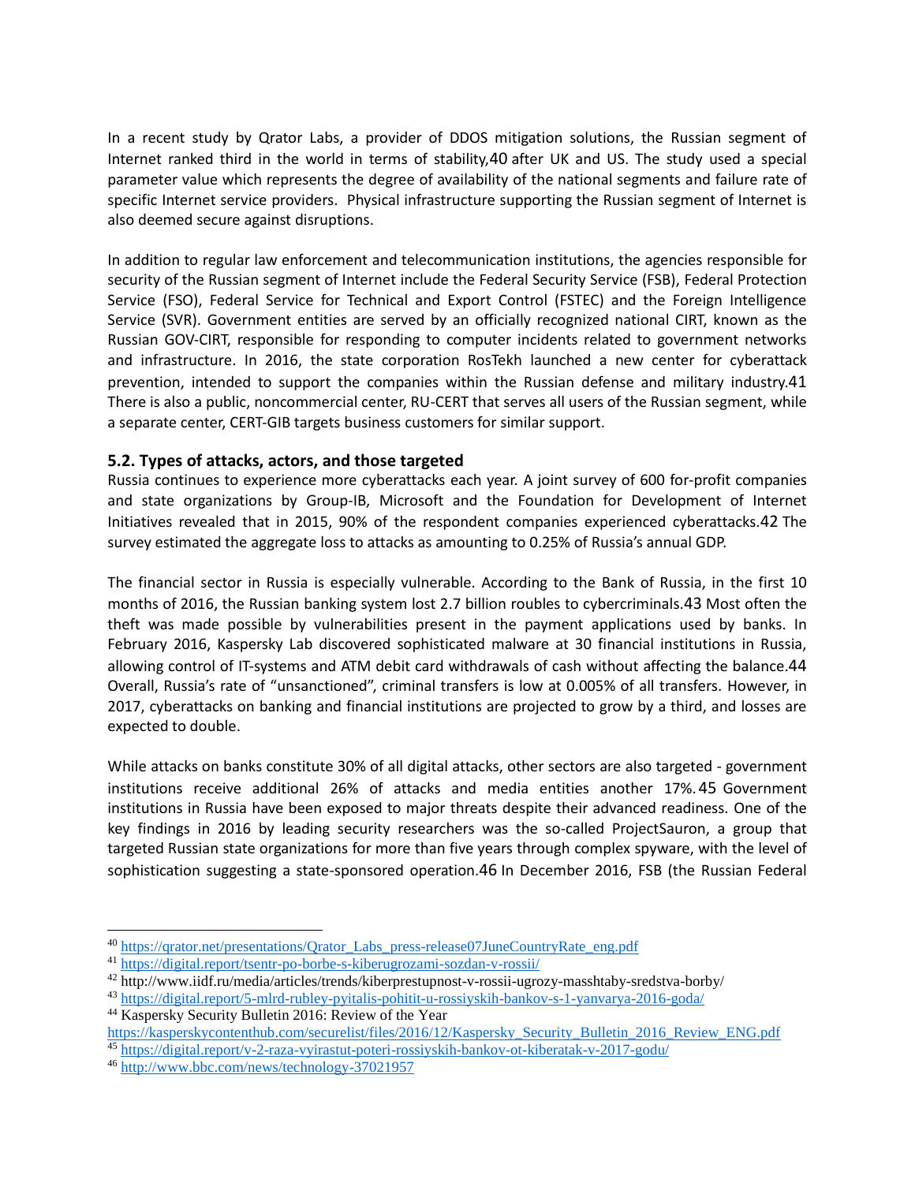In a recent study by Qrator Labs, a provider of DDOS mitigation solutions, the Russian segment of Internet ranked third in the world in terms of stability,[40] after UK and US. The study used a special parameter value which represents the degree of availability of the national segments and failure rate of specific Internet service providers. Physical infrastructure supporting the Russian segment of Internet is also deemed secure against disruptions.

In addition to regular law enforcement and telecommunication institutions, the agencies responsible for security of the Russian segment of Internet include the Federal Security Service (FSB), Federal Protection Service (FSO), Federal Service for Technical and Export Control (FSTEC) and the Foreign Intelligence Service (SVR). Government entities are served by an officially recognized national CIRT, known as the Russian GOV-CIRT, responsible for responding to computer incidents related to government networks and infrastructure. In 2016, the state corporation RosTekh launched a new center for cyberattack prevention, intended to support the companies within the Russian defense and military industry.[41] There is also a public, noncommercial center, RU-CERT that serves all users of the Russian segment, while a separate center, CERT-GIB targets business customers for similar support.

### 5.2. Types of attacks, actors, and those targeted

Russia continues to experience more cyberattacks each year. A joint survey of 600 for-profit companies and state organizations by Group-IB, Microsoft and the Foundation for Development of Internet Initiatives revealed that in 2015, 90% of the respondent companies experienced cyberattacks.[42] The survey estimated the aggregate loss to attacks as amounting to 0.25% of Russia's annual GDP.

The financial sector in Russia is especially vulnerable. According to the Bank of Russia, in the first 10 months of 2016, the Russian banking system lost 2.7 billion roubles to cybercriminals.[43] Most often the theft was made possible by vulnerabilities present in the payment applications used by banks. In February 2016, Kaspersky Lab discovered sophisticated malware at 30 financial institutions in Russia, allowing control of IT-systems and ATM debit card withdrawals of cash without affecting the balance.[44] Overall, Russia's rate of "unsanctioned", criminal transfers is low at 0.005% of all transfers. However, in 2017, cyberattacks on banking and financial institutions are projected to grow by a third, and losses are expected to double.

While attacks on banks constitute 30% of all digital attacks, other sectors are also targeted - government institutions receive additional 26% of attacks and media entities another 17%.[45] Government institutions in Russia have been exposed to major threats despite their advanced readiness. One of the key findings in 2016 by leading security researchers was the so-called ProjectSauron, a group that targeted Russian state organizations for more than five years through complex spyware, with the level of sophistication suggesting a state-sponsored operation.[46] In December 2016, FSB (the Russian Federal

---

[40] https://qrator.net/presentations/Qrator_Labs_press-release07JuneCountryRate_eng.pdf
[41] https://digital.report/tsentr-po-borbe-s-kiberugrozami-sozdan-v-rossii/
[42] http://www.iidf.ru/media/articles/trends/kiberprestupnost-v-rossii-ugrozy-masshtaby-sredstva-borby/
[43] https://digital.report/5-mlrd-rubley-pyitalis-pohitit-u-rossiyskih-bankov-s-1-yanvarya-2016-goda/
[44] Kaspersky Security Bulletin 2016: Review of the Year https://kasperskycontenthub.com/securelist/files/2016/12/Kaspersky_Security_Bulletin_2016_Review_ENG.pdf
[45] https://digital.report/v-2-raza-vyirastut-poteri-rossiyskih-bankov-ot-kiberatak-v-2017-godu/
[46] http://www.bbc.com/news/technology-37021957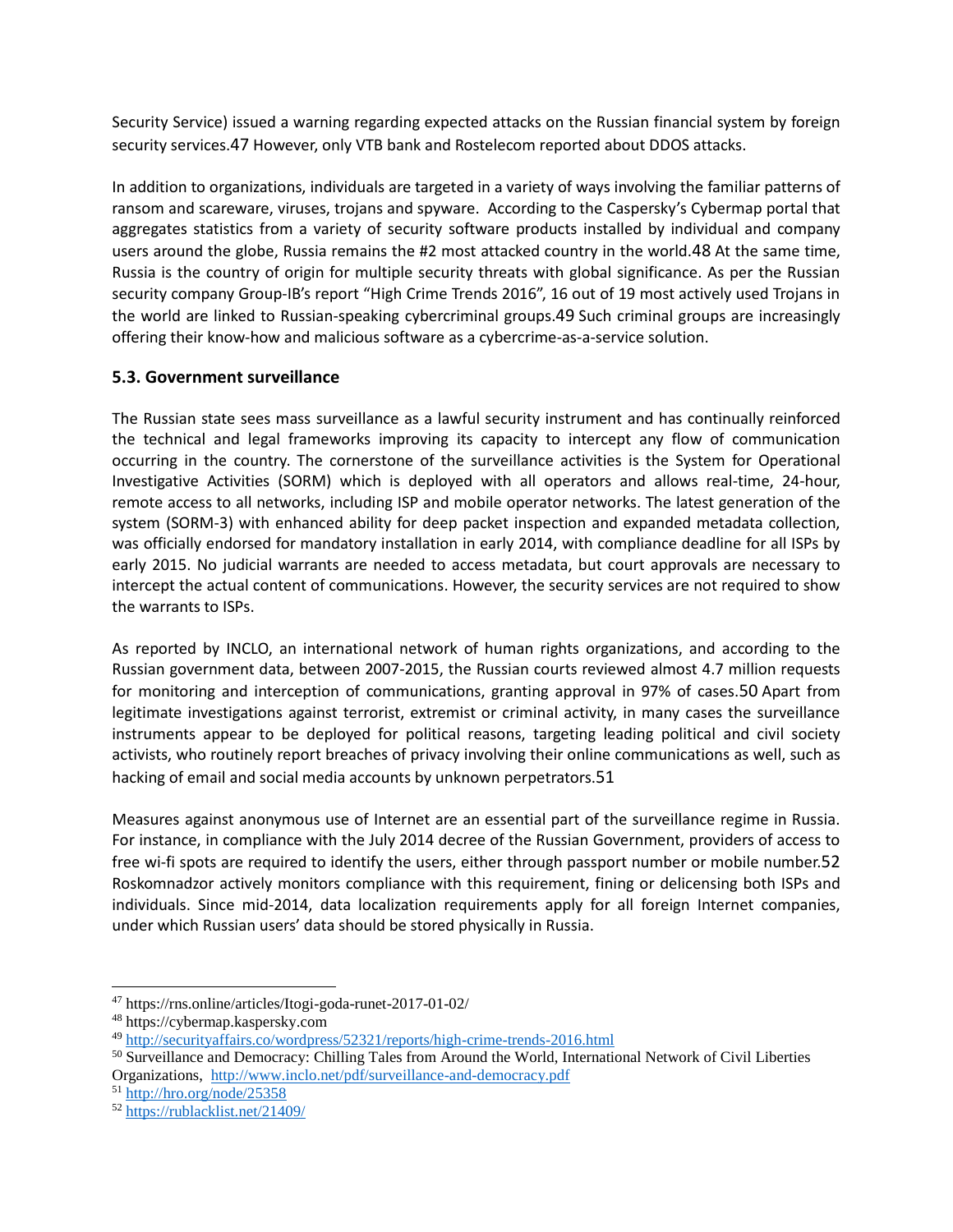Security Service) issued a warning regarding expected attacks on the Russian financial system by foreign security services.[47] However, only VTB bank and Rostelecom reported about DDOS attacks.

In addition to organizations, individuals are targeted in a variety of ways involving the familiar patterns of ransom and scareware, viruses, trojans and spyware. According to the Caspersky's Cybermap portal that aggregates statistics from a variety of security software products installed by individual and company users around the globe, Russia remains the #2 most attacked country in the world.[48] At the same time, Russia is the country of origin for multiple security threats with global significance. As per the Russian security company Group-IB's report "High Crime Trends 2016", 16 out of 19 most actively used Trojans in the world are linked to Russian-speaking cybercriminal groups.[49] Such criminal groups are increasingly offering their know-how and malicious software as a cybercrime-as-a-service solution.

### 5.3. Government surveillance

The Russian state sees mass surveillance as a lawful security instrument and has continually reinforced the technical and legal frameworks improving its capacity to intercept any flow of communication occurring in the country. The cornerstone of the surveillance activities is the System for Operational Investigative Activities (SORM) which is deployed with all operators and allows real-time, 24-hour, remote access to all networks, including ISP and mobile operator networks. The latest generation of the system (SORM-3) with enhanced ability for deep packet inspection and expanded metadata collection, was officially endorsed for mandatory installation in early 2014, with compliance deadline for all ISPs by early 2015. No judicial warrants are needed to access metadata, but court approvals are necessary to intercept the actual content of communications. However, the security services are not required to show the warrants to ISPs.

As reported by INCLO, an international network of human rights organizations, and according to the Russian government data, between 2007-2015, the Russian courts reviewed almost 4.7 million requests for monitoring and interception of communications, granting approval in 97% of cases.[50] Apart from legitimate investigations against terrorist, extremist or criminal activity, in many cases the surveillance instruments appear to be deployed for political reasons, targeting leading political and civil society activists, who routinely report breaches of privacy involving their online communications as well, such as hacking of email and social media accounts by unknown perpetrators.[51]

Measures against anonymous use of Internet are an essential part of the surveillance regime in Russia. For instance, in compliance with the July 2014 decree of the Russian Government, providers of access to free wi-fi spots are required to identify the users, either through passport number or mobile number.[52] Roskomnadzor actively monitors compliance with this requirement, fining or delicensing both ISPs and individuals. Since mid-2014, data localization requirements apply for all foreign Internet companies, under which Russian users' data should be stored physically in Russia.

---

[47] https://rns.online/articles/Itogi-goda-runet-2017-01-02/

[48] https://cybermap.kaspersky.com

[49] http://securityaffairs.co/wordpress/52321/reports/high-crime-trends-2016.html

[50] Surveillance and Democracy: Chilling Tales from Around the World, International Network of Civil Liberties Organizations, http://www.inclo.net/pdf/surveillance-and-democracy.pdf

[51] http://hro.org/node/25358

[52] https://rublacklist.net/21409/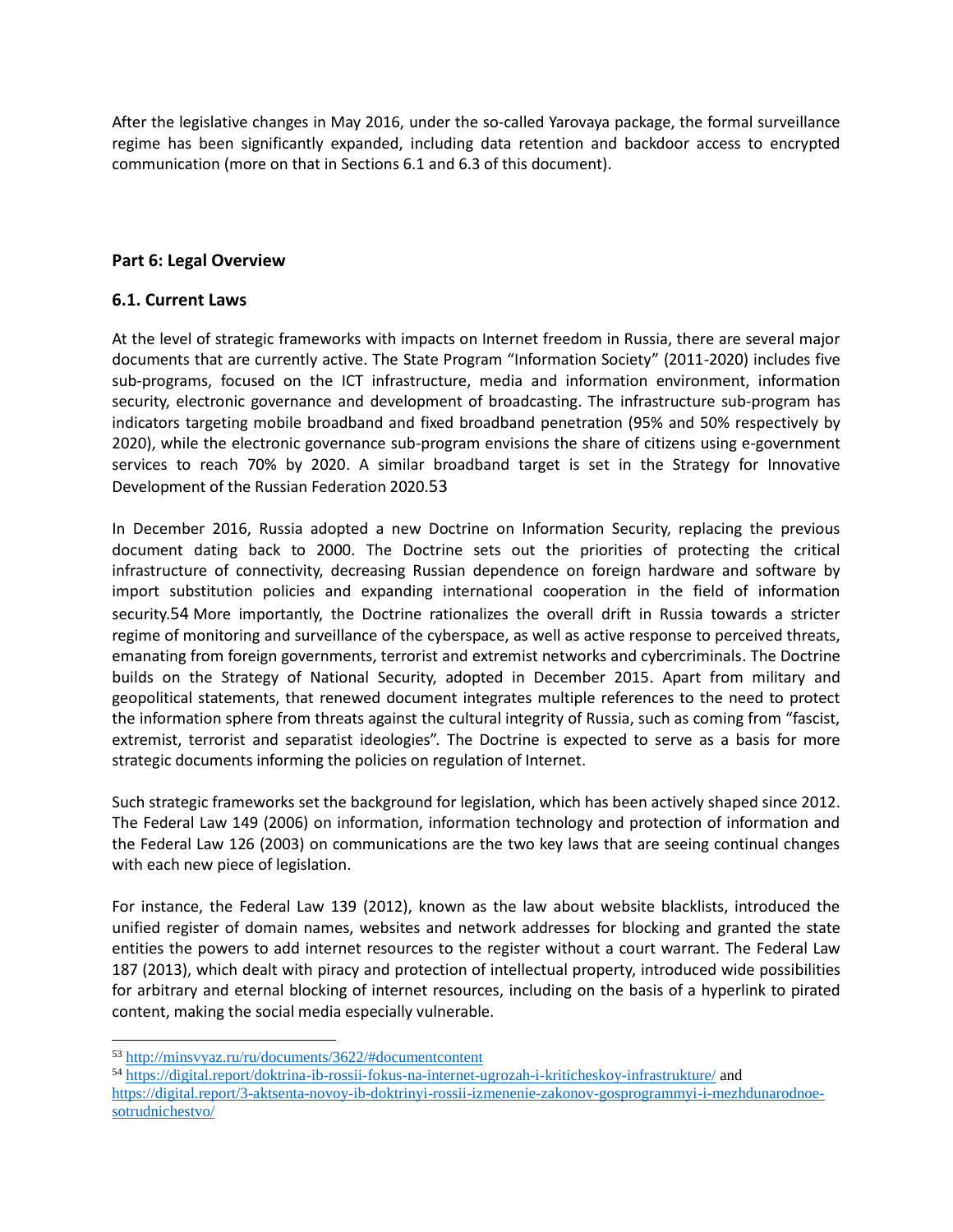After the legislative changes in May 2016, under the so-called Yarovaya package, the formal surveillance regime has been significantly expanded, including data retention and backdoor access to encrypted communication (more on that in Sections 6.1 and 6.3 of this document).

## Part 6: Legal Overview

### 6.1. Current Laws

At the level of strategic frameworks with impacts on Internet freedom in Russia, there are several major documents that are currently active. The State Program "Information Society" (2011-2020) includes five sub-programs, focused on the ICT infrastructure, media and information environment, information security, electronic governance and development of broadcasting. The infrastructure sub-program has indicators targeting mobile broadband and fixed broadband penetration (95% and 50% respectively by 2020), while the electronic governance sub-program envisions the share of citizens using e-government services to reach 70% by 2020. A similar broadband target is set in the Strategy for Innovative Development of the Russian Federation 2020.[53]

In December 2016, Russia adopted a new Doctrine on Information Security, replacing the previous document dating back to 2000. The Doctrine sets out the priorities of protecting the critical infrastructure of connectivity, decreasing Russian dependence on foreign hardware and software by import substitution policies and expanding international cooperation in the field of information security.[54] More importantly, the Doctrine rationalizes the overall drift in Russia towards a stricter regime of monitoring and surveillance of the cyberspace, as well as active response to perceived threats, emanating from foreign governments, terrorist and extremist networks and cybercriminals. The Doctrine builds on the Strategy of National Security, adopted in December 2015. Apart from military and geopolitical statements, that renewed document integrates multiple references to the need to protect the information sphere from threats against the cultural integrity of Russia, such as coming from "fascist, extremist, terrorist and separatist ideologies". The Doctrine is expected to serve as a basis for more strategic documents informing the policies on regulation of Internet.

Such strategic frameworks set the background for legislation, which has been actively shaped since 2012. The Federal Law 149 (2006) on information, information technology and protection of information and the Federal Law 126 (2003) on communications are the two key laws that are seeing continual changes with each new piece of legislation.

For instance, the Federal Law 139 (2012), known as the law about website blacklists, introduced the unified register of domain names, websites and network addresses for blocking and granted the state entities the powers to add internet resources to the register without a court warrant. The Federal Law 187 (2013), which dealt with piracy and protection of intellectual property, introduced wide possibilities for arbitrary and eternal blocking of internet resources, including on the basis of a hyperlink to pirated content, making the social media especially vulnerable.

---

[53] http://minsvyaz.ru/ru/documents/3622/#documentcontent

[54] https://digital.report/doktrina-ib-rossii-fokus-na-internet-ugrozah-i-kriticheskoy-infrastrukture/ and https://digital.report/3-aktsenta-novoy-ib-doktrinyi-rossii-izmenenie-zakonov-gosprogrammyi-i-mezhdunarodnoe-sotrudnichestvo/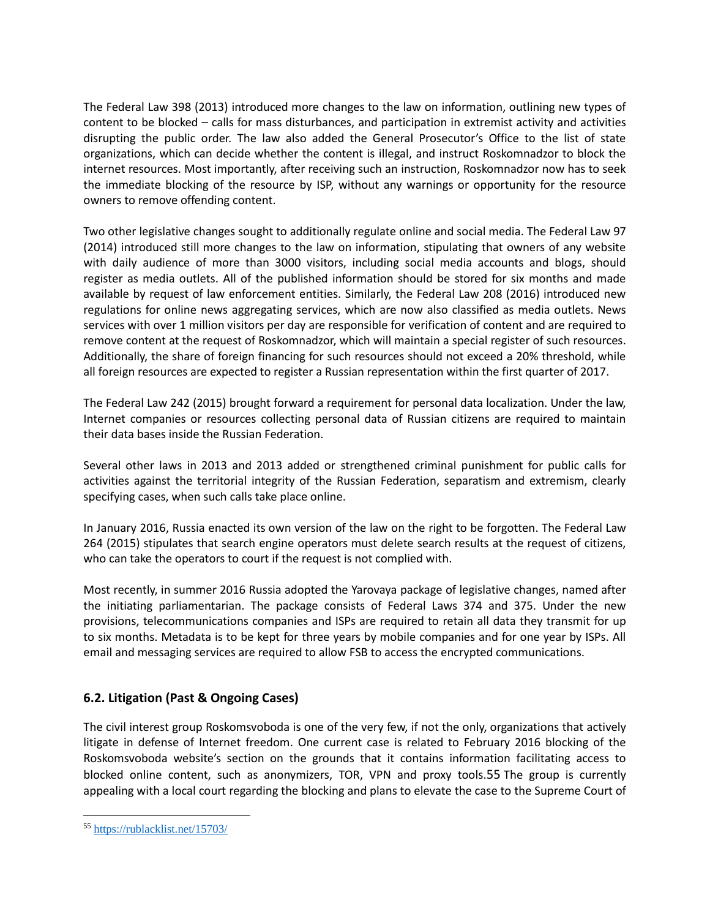The Federal Law 398 (2013) introduced more changes to the law on information, outlining new types of content to be blocked – calls for mass disturbances, and participation in extremist activity and activities disrupting the public order. The law also added the General Prosecutor's Office to the list of state organizations, which can decide whether the content is illegal, and instruct Roskomnadzor to block the internet resources. Most importantly, after receiving such an instruction, Roskomnadzor now has to seek the immediate blocking of the resource by ISP, without any warnings or opportunity for the resource owners to remove offending content.

Two other legislative changes sought to additionally regulate online and social media. The Federal Law 97 (2014) introduced still more changes to the law on information, stipulating that owners of any website with daily audience of more than 3000 visitors, including social media accounts and blogs, should register as media outlets. All of the published information should be stored for six months and made available by request of law enforcement entities. Similarly, the Federal Law 208 (2016) introduced new regulations for online news aggregating services, which are now also classified as media outlets. News services with over 1 million visitors per day are responsible for verification of content and are required to remove content at the request of Roskomnadzor, which will maintain a special register of such resources. Additionally, the share of foreign financing for such resources should not exceed a 20% threshold, while all foreign resources are expected to register a Russian representation within the first quarter of 2017.

The Federal Law 242 (2015) brought forward a requirement for personal data localization. Under the law, Internet companies or resources collecting personal data of Russian citizens are required to maintain their data bases inside the Russian Federation.

Several other laws in 2013 and 2013 added or strengthened criminal punishment for public calls for activities against the territorial integrity of the Russian Federation, separatism and extremism, clearly specifying cases, when such calls take place online.

In January 2016, Russia enacted its own version of the law on the right to be forgotten. The Federal Law 264 (2015) stipulates that search engine operators must delete search results at the request of citizens, who can take the operators to court if the request is not complied with.

Most recently, in summer 2016 Russia adopted the Yarovaya package of legislative changes, named after the initiating parliamentarian. The package consists of Federal Laws 374 and 375. Under the new provisions, telecommunications companies and ISPs are required to retain all data they transmit for up to six months. Metadata is to be kept for three years by mobile companies and for one year by ISPs. All email and messaging services are required to allow FSB to access the encrypted communications.

## 6.2. Litigation (Past & Ongoing Cases)

The civil interest group Roskomsvoboda is one of the very few, if not the only, organizations that actively litigate in defense of Internet freedom. One current case is related to February 2016 blocking of the Roskomsvoboda website's section on the grounds that it contains information facilitating access to blocked online content, such as anonymizers, TOR, VPN and proxy tools.[55] The group is currently appealing with a local court regarding the blocking and plans to elevate the case to the Supreme Court of

[55] https://rublacklist.net/15703/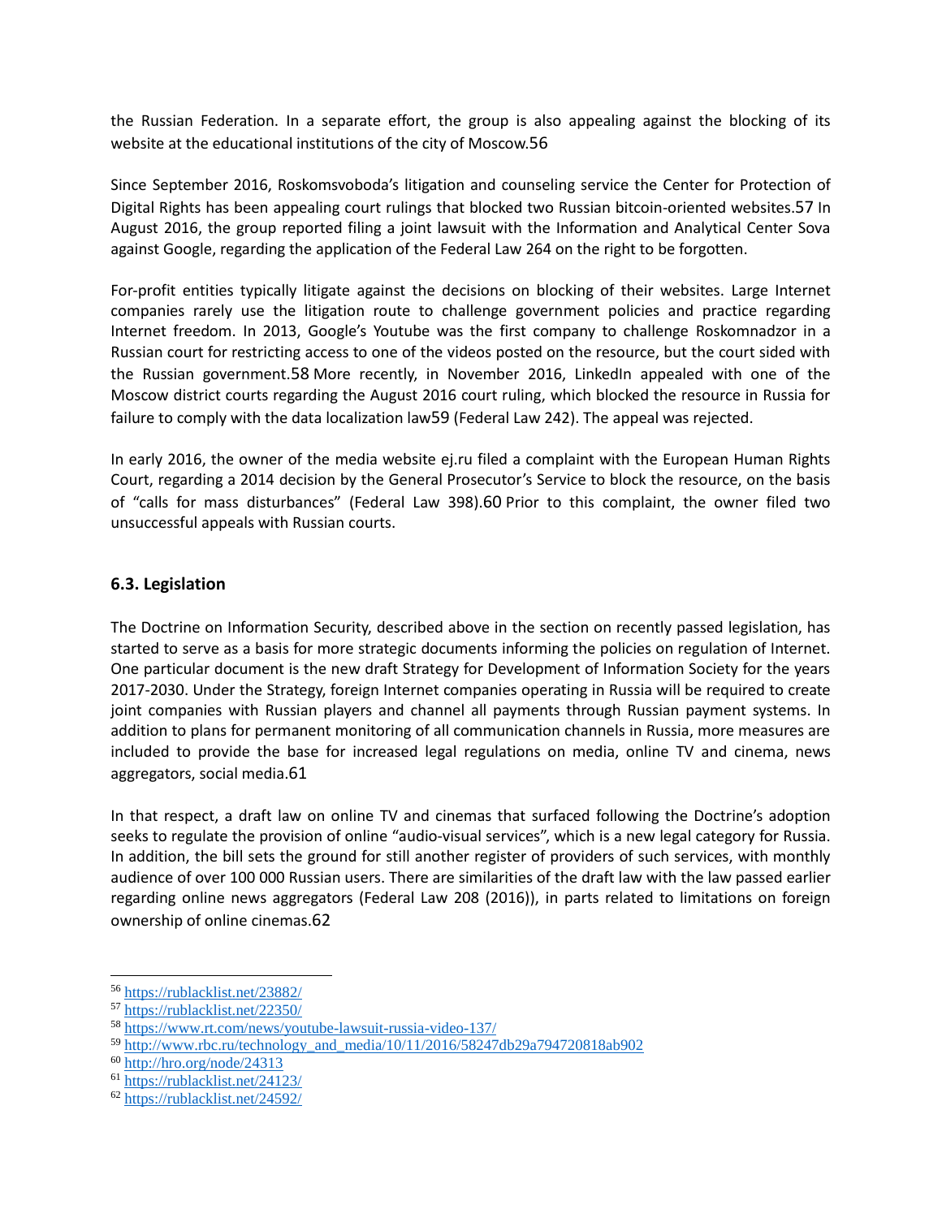the Russian Federation. In a separate effort, the group is also appealing against the blocking of its website at the educational institutions of the city of Moscow.[56]

Since September 2016, Roskomsvoboda's litigation and counseling service the Center for Protection of Digital Rights has been appealing court rulings that blocked two Russian bitcoin-oriented websites.[57] In August 2016, the group reported filing a joint lawsuit with the Information and Analytical Center Sova against Google, regarding the application of the Federal Law 264 on the right to be forgotten.

For-profit entities typically litigate against the decisions on blocking of their websites. Large Internet companies rarely use the litigation route to challenge government policies and practice regarding Internet freedom. In 2013, Google's Youtube was the first company to challenge Roskomnadzor in a Russian court for restricting access to one of the videos posted on the resource, but the court sided with the Russian government.[58] More recently, in November 2016, LinkedIn appealed with one of the Moscow district courts regarding the August 2016 court ruling, which blocked the resource in Russia for failure to comply with the data localization law[59] (Federal Law 242). The appeal was rejected.

In early 2016, the owner of the media website ej.ru filed a complaint with the European Human Rights Court, regarding a 2014 decision by the General Prosecutor's Service to block the resource, on the basis of "calls for mass disturbances" (Federal Law 398).[60] Prior to this complaint, the owner filed two unsuccessful appeals with Russian courts.

### 6.3. Legislation

The Doctrine on Information Security, described above in the section on recently passed legislation, has started to serve as a basis for more strategic documents informing the policies on regulation of Internet. One particular document is the new draft Strategy for Development of Information Society for the years 2017-2030. Under the Strategy, foreign Internet companies operating in Russia will be required to create joint companies with Russian players and channel all payments through Russian payment systems. In addition to plans for permanent monitoring of all communication channels in Russia, more measures are included to provide the base for increased legal regulations on media, online TV and cinema, news aggregators, social media.[61]

In that respect, a draft law on online TV and cinemas that surfaced following the Doctrine's adoption seeks to regulate the provision of online "audio-visual services", which is a new legal category for Russia. In addition, the bill sets the ground for still another register of providers of such services, with monthly audience of over 100 000 Russian users. There are similarities of the draft law with the law passed earlier regarding online news aggregators (Federal Law 208 (2016)), in parts related to limitations on foreign ownership of online cinemas.[62]

---

[56] https://rublacklist.net/23882/
[57] https://rublacklist.net/22350/
[58] https://www.rt.com/news/youtube-lawsuit-russia-video-137/
[59] http://www.rbc.ru/technology_and_media/10/11/2016/58247db29a794720818ab902
[60] http://hro.org/node/24313
[61] https://rublacklist.net/24123/
[62] https://rublacklist.net/24592/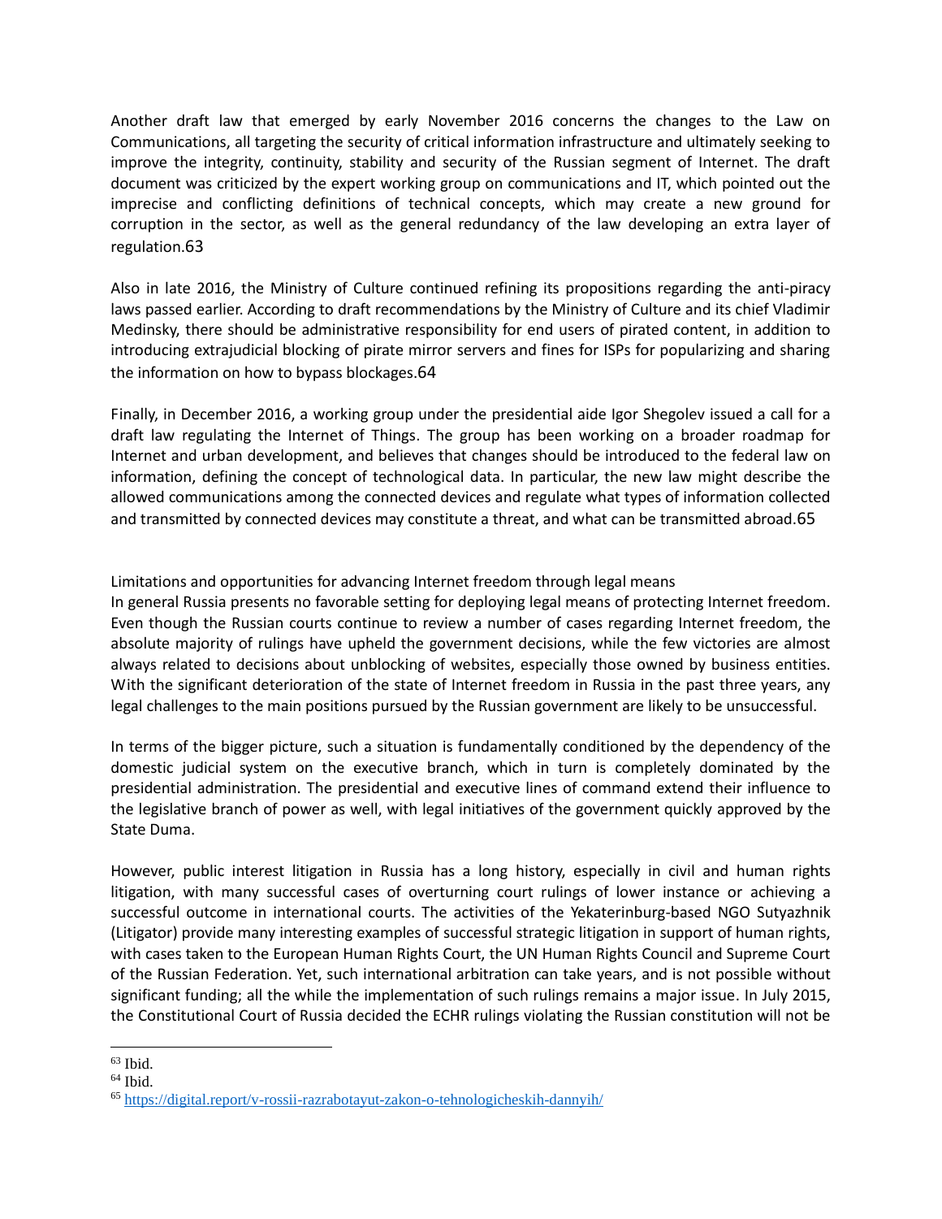Another draft law that emerged by early November 2016 concerns the changes to the Law on Communications, all targeting the security of critical information infrastructure and ultimately seeking to improve the integrity, continuity, stability and security of the Russian segment of Internet. The draft document was criticized by the expert working group on communications and IT, which pointed out the imprecise and conflicting definitions of technical concepts, which may create a new ground for corruption in the sector, as well as the general redundancy of the law developing an extra layer of regulation.[63]

Also in late 2016, the Ministry of Culture continued refining its propositions regarding the anti-piracy laws passed earlier. According to draft recommendations by the Ministry of Culture and its chief Vladimir Medinsky, there should be administrative responsibility for end users of pirated content, in addition to introducing extrajudicial blocking of pirate mirror servers and fines for ISPs for popularizing and sharing the information on how to bypass blockages.[64]

Finally, in December 2016, a working group under the presidential aide Igor Shegolev issued a call for a draft law regulating the Internet of Things. The group has been working on a broader roadmap for Internet and urban development, and believes that changes should be introduced to the federal law on information, defining the concept of technological data. In particular, the new law might describe the allowed communications among the connected devices and regulate what types of information collected and transmitted by connected devices may constitute a threat, and what can be transmitted abroad.[65]

## Limitations and opportunities for advancing Internet freedom through legal means

In general Russia presents no favorable setting for deploying legal means of protecting Internet freedom. Even though the Russian courts continue to review a number of cases regarding Internet freedom, the absolute majority of rulings have upheld the government decisions, while the few victories are almost always related to decisions about unblocking of websites, especially those owned by business entities. With the significant deterioration of the state of Internet freedom in Russia in the past three years, any legal challenges to the main positions pursued by the Russian government are likely to be unsuccessful.

In terms of the bigger picture, such a situation is fundamentally conditioned by the dependency of the domestic judicial system on the executive branch, which in turn is completely dominated by the presidential administration. The presidential and executive lines of command extend their influence to the legislative branch of power as well, with legal initiatives of the government quickly approved by the State Duma.

However, public interest litigation in Russia has a long history, especially in civil and human rights litigation, with many successful cases of overturning court rulings of lower instance or achieving a successful outcome in international courts. The activities of the Yekaterinburg-based NGO Sutyazhnik (Litigator) provide many interesting examples of successful strategic litigation in support of human rights, with cases taken to the European Human Rights Court, the UN Human Rights Council and Supreme Court of the Russian Federation. Yet, such international arbitration can take years, and is not possible without significant funding; all the while the implementation of such rulings remains a major issue. In July 2015, the Constitutional Court of Russia decided the ECHR rulings violating the Russian constitution will not be

---

[63] Ibid.

[64] Ibid.

[65] https://digital.report/v-rossii-razrabotayut-zakon-o-tehnologicheskih-dannyih/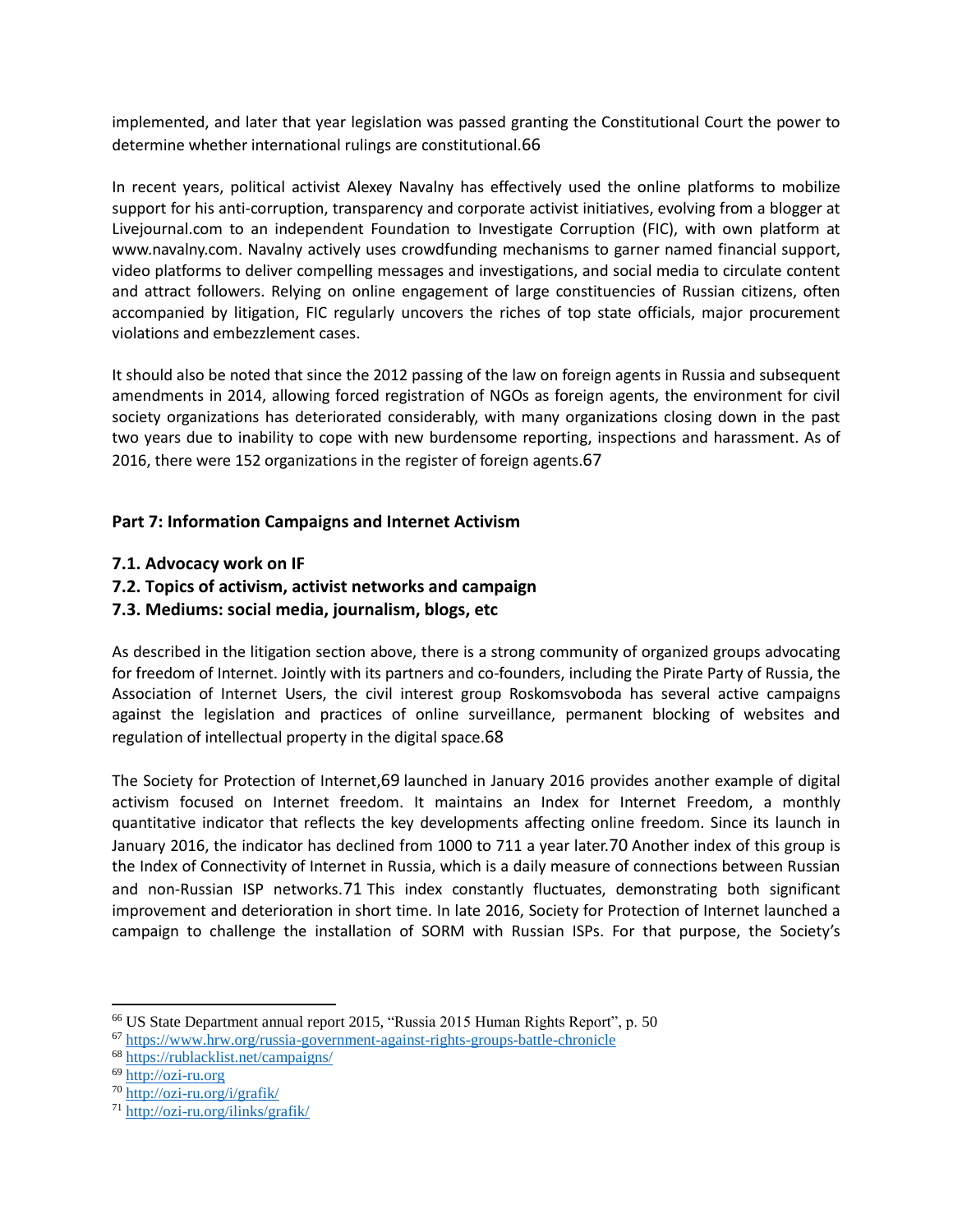implemented, and later that year legislation was passed granting the Constitutional Court the power to determine whether international rulings are constitutional.[66]

In recent years, political activist Alexey Navalny has effectively used the online platforms to mobilize support for his anti-corruption, transparency and corporate activist initiatives, evolving from a blogger at Livejournal.com to an independent Foundation to Investigate Corruption (FIC), with own platform at www.navalny.com. Navalny actively uses crowdfunding mechanisms to garner named financial support, video platforms to deliver compelling messages and investigations, and social media to circulate content and attract followers. Relying on online engagement of large constituencies of Russian citizens, often accompanied by litigation, FIC regularly uncovers the riches of top state officials, major procurement violations and embezzlement cases.

It should also be noted that since the 2012 passing of the law on foreign agents in Russia and subsequent amendments in 2014, allowing forced registration of NGOs as foreign agents, the environment for civil society organizations has deteriorated considerably, with many organizations closing down in the past two years due to inability to cope with new burdensome reporting, inspections and harassment. As of 2016, there were 152 organizations in the register of foreign agents.[67]

## Part 7: Information Campaigns and Internet Activism

### 7.1. Advocacy work on IF

### 7.2. Topics of activism, activist networks and campaign

### 7.3. Mediums: social media, journalism, blogs, etc

As described in the litigation section above, there is a strong community of organized groups advocating for freedom of Internet. Jointly with its partners and co-founders, including the Pirate Party of Russia, the Association of Internet Users, the civil interest group Roskomsvoboda has several active campaigns against the legislation and practices of online surveillance, permanent blocking of websites and regulation of intellectual property in the digital space.[68]

The Society for Protection of Internet,[69] launched in January 2016 provides another example of digital activism focused on Internet freedom. It maintains an Index for Internet Freedom, a monthly quantitative indicator that reflects the key developments affecting online freedom. Since its launch in January 2016, the indicator has declined from 1000 to 711 a year later.[70] Another index of this group is the Index of Connectivity of Internet in Russia, which is a daily measure of connections between Russian and non-Russian ISP networks.[71] This index constantly fluctuates, demonstrating both significant improvement and deterioration in short time. In late 2016, Society for Protection of Internet launched a campaign to challenge the installation of SORM with Russian ISPs. For that purpose, the Society's

---

[66] US State Department annual report 2015, "Russia 2015 Human Rights Report", p. 50

[67] https://www.hrw.org/russia-government-against-rights-groups-battle-chronicle

[68] https://rublacklist.net/campaigns/

[69] http://ozi-ru.org

[70] http://ozi-ru.org/i/grafik/

[71] http://ozi-ru.org/ilinks/grafik/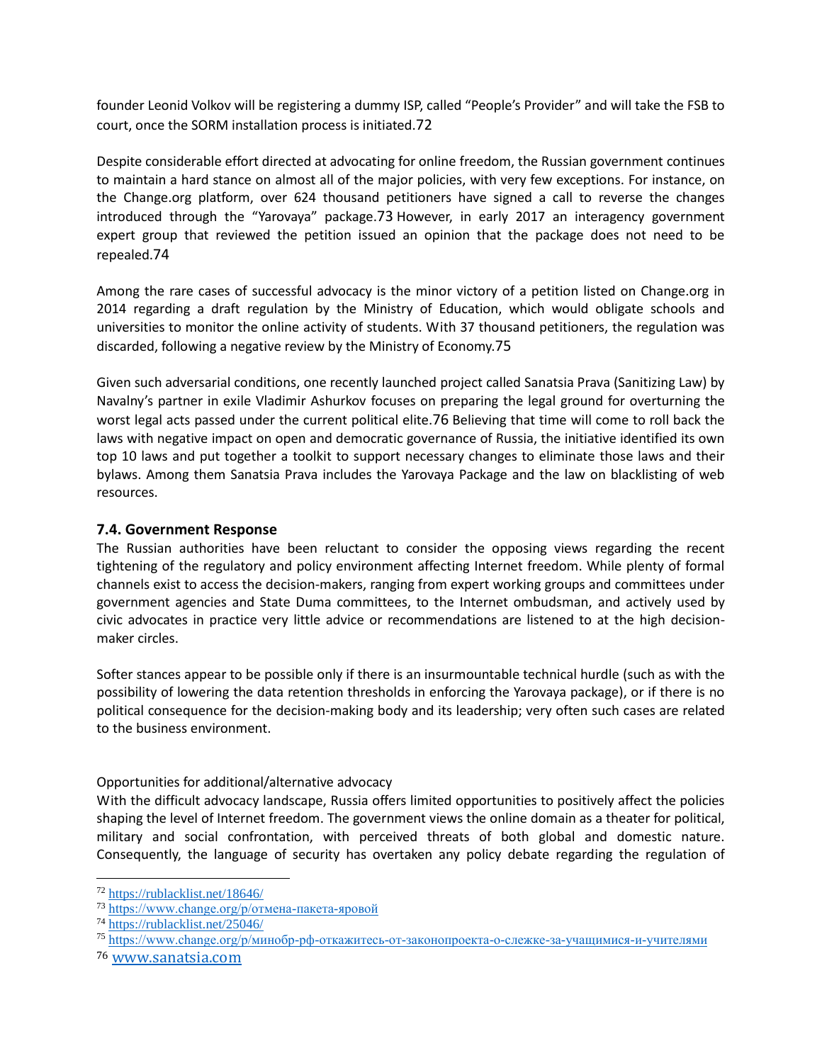founder Leonid Volkov will be registering a dummy ISP, called “People’s Provider” and will take the FSB to court, once the SORM installation process is initiated.[72]

Despite considerable effort directed at advocating for online freedom, the Russian government continues to maintain a hard stance on almost all of the major policies, with very few exceptions. For instance, on the Change.org platform, over 624 thousand petitioners have signed a call to reverse the changes introduced through the “Yarovaya” package.[73] However, in early 2017 an interagency government expert group that reviewed the petition issued an opinion that the package does not need to be repealed.[74]

Among the rare cases of successful advocacy is the minor victory of a petition listed on Change.org in 2014 regarding a draft regulation by the Ministry of Education, which would obligate schools and universities to monitor the online activity of students. With 37 thousand petitioners, the regulation was discarded, following a negative review by the Ministry of Economy.[75]

Given such adversarial conditions, one recently launched project called Sanatsia Prava (Sanitizing Law) by Navalny’s partner in exile Vladimir Ashurkov focuses on preparing the legal ground for overturning the worst legal acts passed under the current political elite.[76] Believing that time will come to roll back the laws with negative impact on open and democratic governance of Russia, the initiative identified its own top 10 laws and put together a toolkit to support necessary changes to eliminate those laws and their bylaws. Among them Sanatsia Prava includes the Yarovaya Package and the law on blacklisting of web resources.

### 7.4. Government Response

The Russian authorities have been reluctant to consider the opposing views regarding the recent tightening of the regulatory and policy environment affecting Internet freedom. While plenty of formal channels exist to access the decision-makers, ranging from expert working groups and committees under government agencies and State Duma committees, to the Internet ombudsman, and actively used by civic advocates in practice very little advice or recommendations are listened to at the high decision-maker circles.

Softer stances appear to be possible only if there is an insurmountable technical hurdle (such as with the possibility of lowering the data retention thresholds in enforcing the Yarovaya package), or if there is no political consequence for the decision-making body and its leadership; very often such cases are related to the business environment.

Opportunities for additional/alternative advocacy

With the difficult advocacy landscape, Russia offers limited opportunities to positively affect the policies shaping the level of Internet freedom. The government views the online domain as a theater for political, military and social confrontation, with perceived threats of both global and domestic nature. Consequently, the language of security has overtaken any policy debate regarding the regulation of

---

[72] https://rublacklist.net/18646/

[73] https://www.change.org/p/отмена-пакета-яровой

[74] https://rublacklist.net/25046/

[75] https://www.change.org/p/минобр-рф-откажитесь-от-законопроекта-о-слежке-за-учащимися-и-учителями

[76] www.sanatsia.com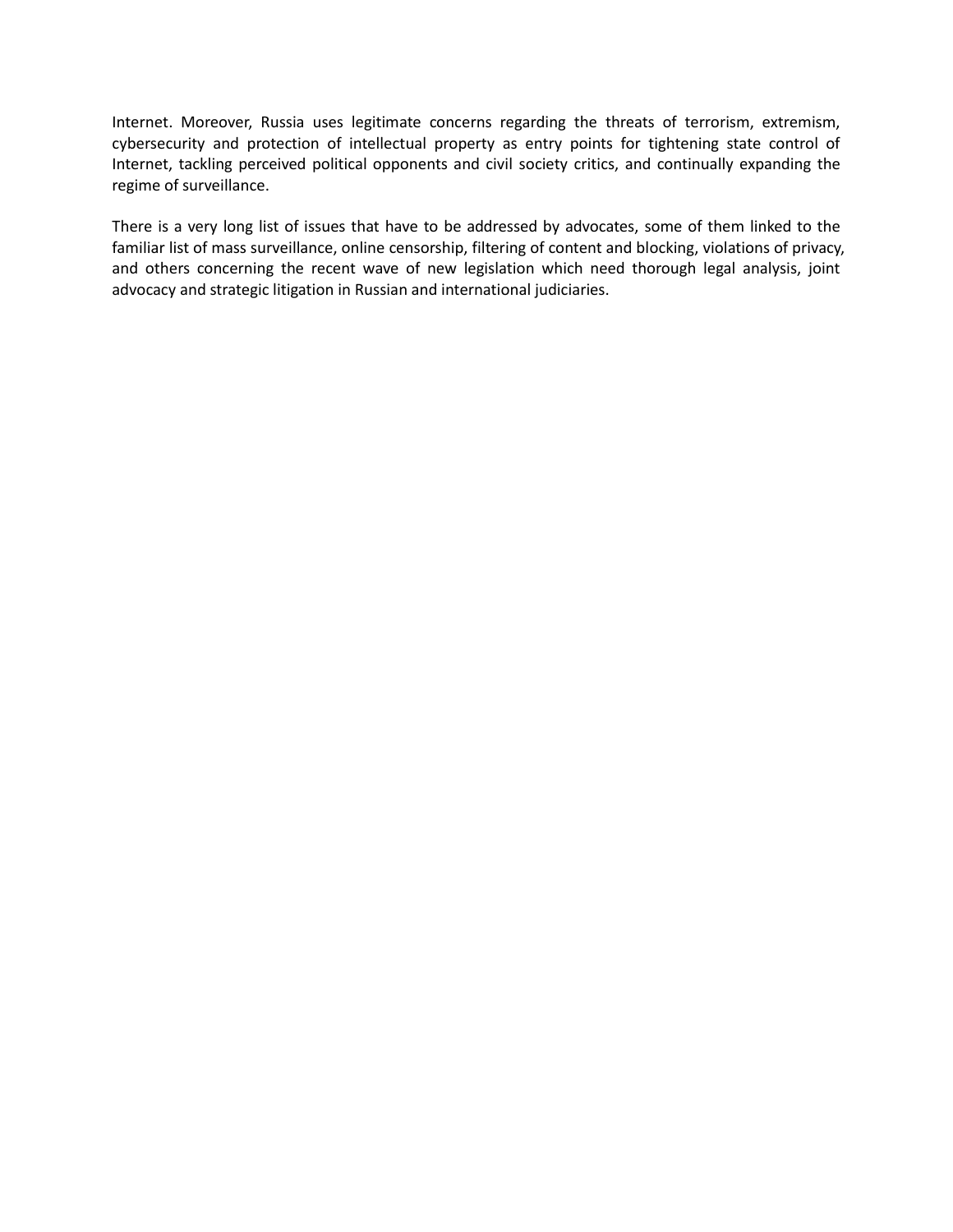Internet. Moreover, Russia uses legitimate concerns regarding the threats of terrorism, extremism, cybersecurity and protection of intellectual property as entry points for tightening state control of Internet, tackling perceived political opponents and civil society critics, and continually expanding the regime of surveillance.

There is a very long list of issues that have to be addressed by advocates, some of them linked to the familiar list of mass surveillance, online censorship, filtering of content and blocking, violations of privacy, and others concerning the recent wave of new legislation which need thorough legal analysis, joint advocacy and strategic litigation in Russian and international judiciaries.